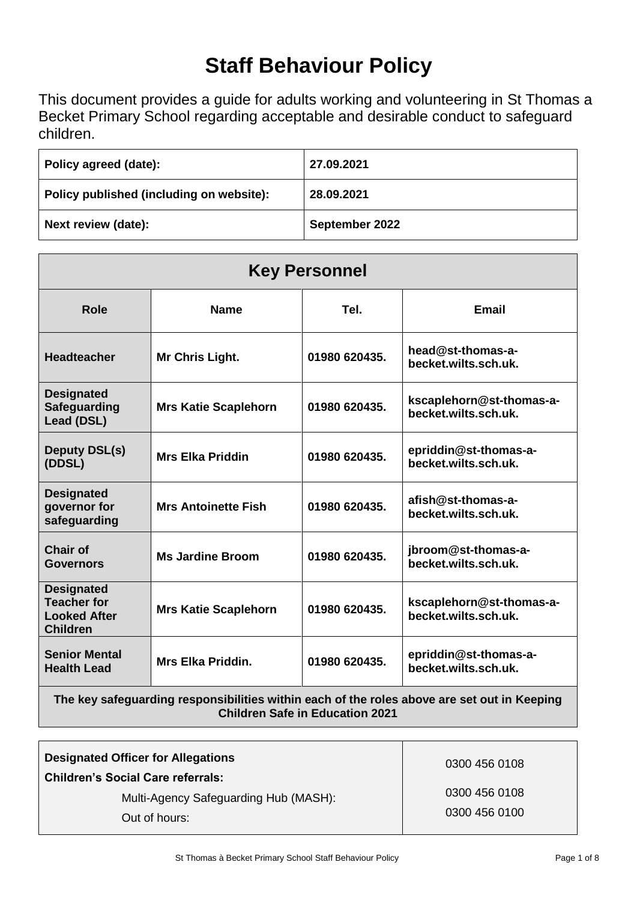# Staff Behaviour Policy

This document provides a guide for adults working and volunteering in St Thomas a Becket Primary School regarding acceptable and desirable conduct to safeguard children.

| | |
|---|---|
| **Policy agreed (date):** | **27.09.2021** |
| **Policy published (including on website):** | **28.09.2021** |
| **Next review (date):** | **September 2022** |

| **Key Personnel** | | | |
|---|---|---|---|
| **Role** | **Name** | **Tel.** | **Email** |
| **Headteacher** | **Mr Chris Light.** | **01980 620435.** | **head@st-thomas-a-becket.wilts.sch.uk.** |
| **Designated Safeguarding Lead (DSL)** | **Mrs Katie Scaplehorn** | **01980 620435.** | **kscaplehorn@st-thomas-a-becket.wilts.sch.uk.** |
| **Deputy DSL(s) (DDSL)** | **Mrs Elka Priddin** | **01980 620435.** | **epriddin@st-thomas-a-becket.wilts.sch.uk.** |
| **Designated governor for safeguarding** | **Mrs Antoinette Fish** | **01980 620435.** | **afish@st-thomas-a-becket.wilts.sch.uk.** |
| **Chair of Governors** | **Ms Jardine Broom** | **01980 620435.** | **jbroom@st-thomas-a-becket.wilts.sch.uk.** |
| **Designated Teacher for Looked After Children** | **Mrs Katie Scaplehorn** | **01980 620435.** | **kscaplehorn@st-thomas-a-becket.wilts.sch.uk.** |
| **Senior Mental Health Lead** | **Mrs Elka Priddin.** | **01980 620435.** | **epriddin@st-thomas-a-becket.wilts.sch.uk.** |
| **The key safeguarding responsibilities within each of the roles above are set out in Keeping Children Safe in Education 2021** | | | |

| | |
|---|---|
| **Designated Officer for Allegations** | 0300 456 0108 |
| **Children's Social Care referrals:** | |
| Multi-Agency Safeguarding Hub (MASH): | 0300 456 0108 |
| Out of hours: | 0300 456 0100 |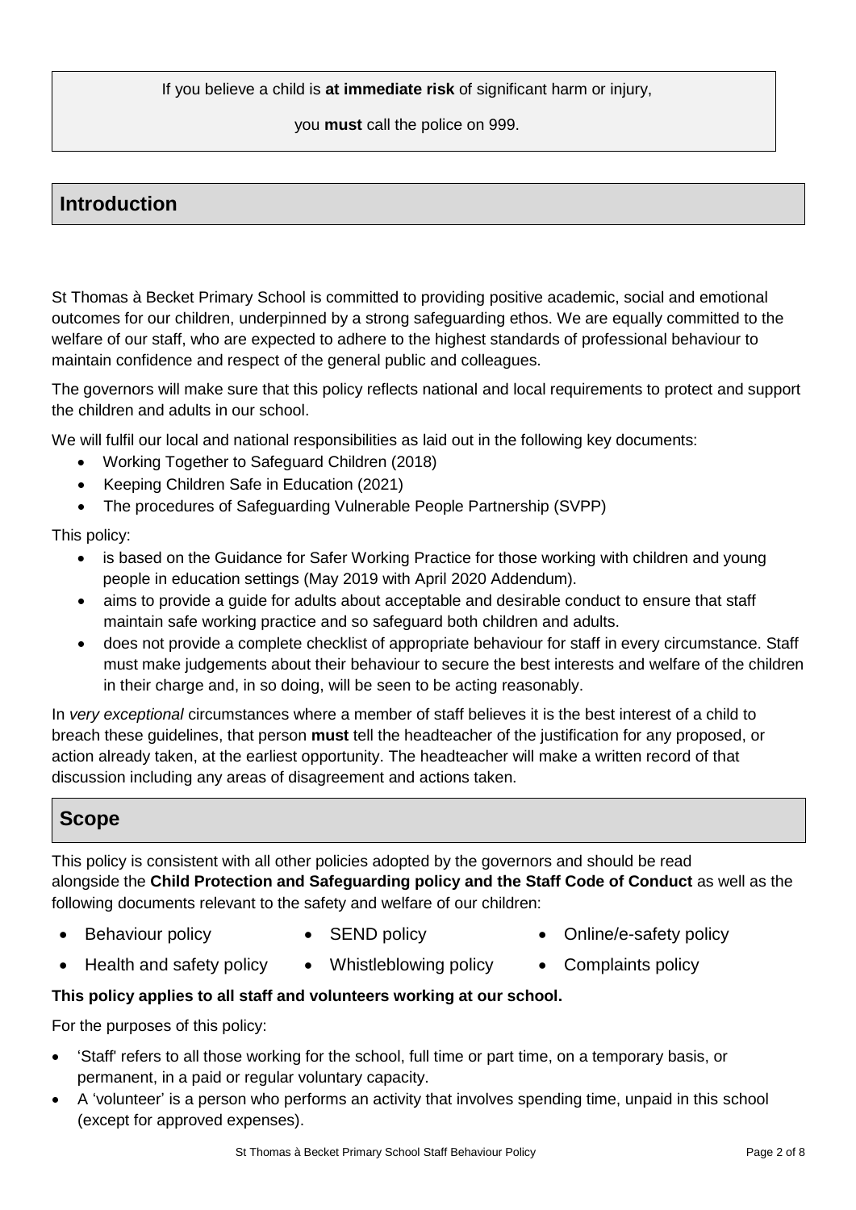If you believe a child is **at immediate risk** of significant harm or injury,

you **must** call the police on 999.

## Introduction

St Thomas à Becket Primary School is committed to providing positive academic, social and emotional outcomes for our children, underpinned by a strong safeguarding ethos. We are equally committed to the welfare of our staff, who are expected to adhere to the highest standards of professional behaviour to maintain confidence and respect of the general public and colleagues.

The governors will make sure that this policy reflects national and local requirements to protect and support the children and adults in our school.

We will fulfil our local and national responsibilities as laid out in the following key documents:

- Working Together to Safeguard Children (2018)
- Keeping Children Safe in Education (2021)
- The procedures of Safeguarding Vulnerable People Partnership (SVPP)

This policy:

- is based on the Guidance for Safer Working Practice for those working with children and young people in education settings (May 2019 with April 2020 Addendum).
- aims to provide a guide for adults about acceptable and desirable conduct to ensure that staff maintain safe working practice and so safeguard both children and adults.
- does not provide a complete checklist of appropriate behaviour for staff in every circumstance. Staff must make judgements about their behaviour to secure the best interests and welfare of the children in their charge and, in so doing, will be seen to be acting reasonably.

In *very exceptional* circumstances where a member of staff believes it is the best interest of a child to breach these guidelines, that person **must** tell the headteacher of the justification for any proposed, or action already taken, at the earliest opportunity. The headteacher will make a written record of that discussion including any areas of disagreement and actions taken.

## Scope

This policy is consistent with all other policies adopted by the governors and should be read alongside the **Child Protection and Safeguarding policy and the Staff Code of Conduct** as well as the following documents relevant to the safety and welfare of our children:

- Behaviour policy
- SEND policy
- Online/e-safety policy
- Health and safety policy
- Whistleblowing policy
- Complaints policy

**This policy applies to all staff and volunteers working at our school.**

For the purposes of this policy:

- 'Staff' refers to all those working for the school, full time or part time, on a temporary basis, or permanent, in a paid or regular voluntary capacity.
- A 'volunteer' is a person who performs an activity that involves spending time, unpaid in this school (except for approved expenses).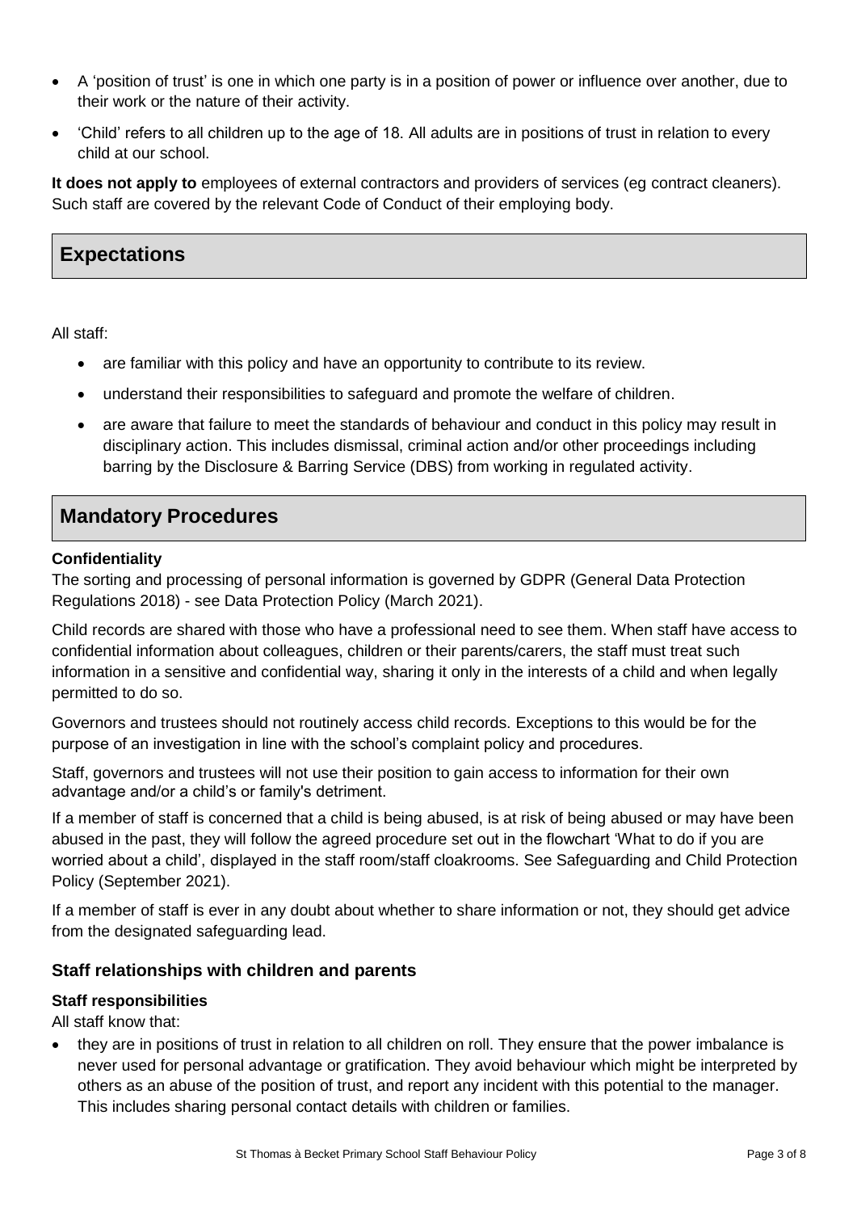- A 'position of trust' is one in which one party is in a position of power or influence over another, due to their work or the nature of their activity.
- 'Child' refers to all children up to the age of 18. All adults are in positions of trust in relation to every child at our school.

**It does not apply to** employees of external contractors and providers of services (eg contract cleaners). Such staff are covered by the relevant Code of Conduct of their employing body.

## Expectations

All staff:

- are familiar with this policy and have an opportunity to contribute to its review.
- understand their responsibilities to safeguard and promote the welfare of children.
- are aware that failure to meet the standards of behaviour and conduct in this policy may result in disciplinary action. This includes dismissal, criminal action and/or other proceedings including barring by the Disclosure & Barring Service (DBS) from working in regulated activity.

## Mandatory Procedures

**Confidentiality**

The sorting and processing of personal information is governed by GDPR (General Data Protection Regulations 2018) - see Data Protection Policy (March 2021).

Child records are shared with those who have a professional need to see them. When staff have access to confidential information about colleagues, children or their parents/carers, the staff must treat such information in a sensitive and confidential way, sharing it only in the interests of a child and when legally permitted to do so.

Governors and trustees should not routinely access child records. Exceptions to this would be for the purpose of an investigation in line with the school's complaint policy and procedures.

Staff, governors and trustees will not use their position to gain access to information for their own advantage and/or a child's or family's detriment.

If a member of staff is concerned that a child is being abused, is at risk of being abused or may have been abused in the past, they will follow the agreed procedure set out in the flowchart 'What to do if you are worried about a child', displayed in the staff room/staff cloakrooms. See Safeguarding and Child Protection Policy (September 2021).

If a member of staff is ever in any doubt about whether to share information or not, they should get advice from the designated safeguarding lead.

### Staff relationships with children and parents

**Staff responsibilities**

All staff know that:

- they are in positions of trust in relation to all children on roll. They ensure that the power imbalance is never used for personal advantage or gratification. They avoid behaviour which might be interpreted by others as an abuse of the position of trust, and report any incident with this potential to the manager. This includes sharing personal contact details with children or families.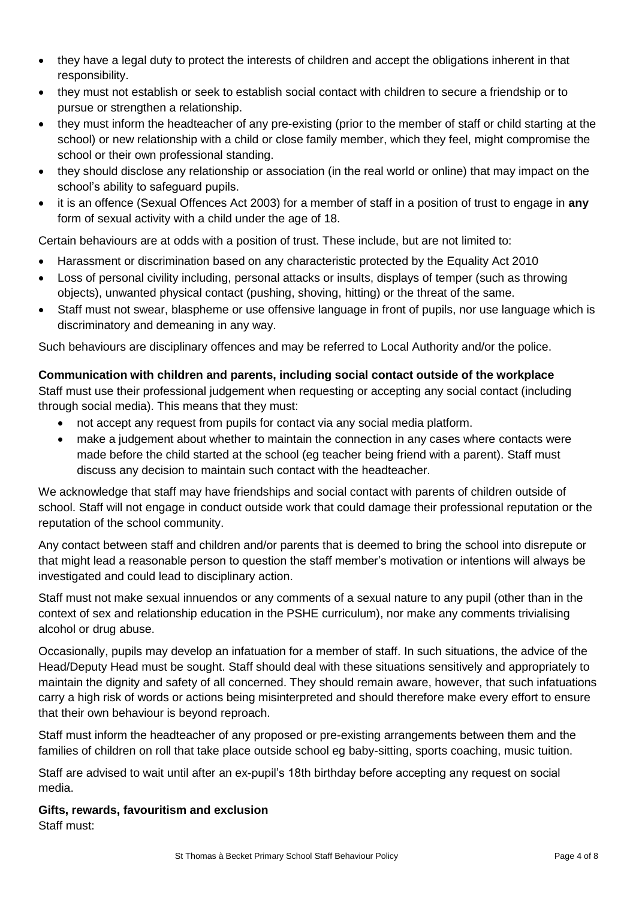- they have a legal duty to protect the interests of children and accept the obligations inherent in that responsibility.
- they must not establish or seek to establish social contact with children to secure a friendship or to pursue or strengthen a relationship.
- they must inform the headteacher of any pre-existing (prior to the member of staff or child starting at the school) or new relationship with a child or close family member, which they feel, might compromise the school or their own professional standing.
- they should disclose any relationship or association (in the real world or online) that may impact on the school's ability to safeguard pupils.
- it is an offence (Sexual Offences Act 2003) for a member of staff in a position of trust to engage in **any** form of sexual activity with a child under the age of 18.

Certain behaviours are at odds with a position of trust. These include, but are not limited to:

- Harassment or discrimination based on any characteristic protected by the Equality Act 2010
- Loss of personal civility including, personal attacks or insults, displays of temper (such as throwing objects), unwanted physical contact (pushing, shoving, hitting) or the threat of the same.
- Staff must not swear, blaspheme or use offensive language in front of pupils, nor use language which is discriminatory and demeaning in any way.

Such behaviours are disciplinary offences and may be referred to Local Authority and/or the police.

**Communication with children and parents, including social contact outside of the workplace**

Staff must use their professional judgement when requesting or accepting any social contact (including through social media). This means that they must:

- not accept any request from pupils for contact via any social media platform.
- make a judgement about whether to maintain the connection in any cases where contacts were made before the child started at the school (eg teacher being friend with a parent). Staff must discuss any decision to maintain such contact with the headteacher.

We acknowledge that staff may have friendships and social contact with parents of children outside of school. Staff will not engage in conduct outside work that could damage their professional reputation or the reputation of the school community.

Any contact between staff and children and/or parents that is deemed to bring the school into disrepute or that might lead a reasonable person to question the staff member's motivation or intentions will always be investigated and could lead to disciplinary action.

Staff must not make sexual innuendos or any comments of a sexual nature to any pupil (other than in the context of sex and relationship education in the PSHE curriculum), nor make any comments trivialising alcohol or drug abuse.

Occasionally, pupils may develop an infatuation for a member of staff. In such situations, the advice of the Head/Deputy Head must be sought. Staff should deal with these situations sensitively and appropriately to maintain the dignity and safety of all concerned. They should remain aware, however, that such infatuations carry a high risk of words or actions being misinterpreted and should therefore make every effort to ensure that their own behaviour is beyond reproach.

Staff must inform the headteacher of any proposed or pre-existing arrangements between them and the families of children on roll that take place outside school eg baby-sitting, sports coaching, music tuition.

Staff are advised to wait until after an ex-pupil's 18th birthday before accepting any request on social media.

**Gifts, rewards, favouritism and exclusion**

Staff must: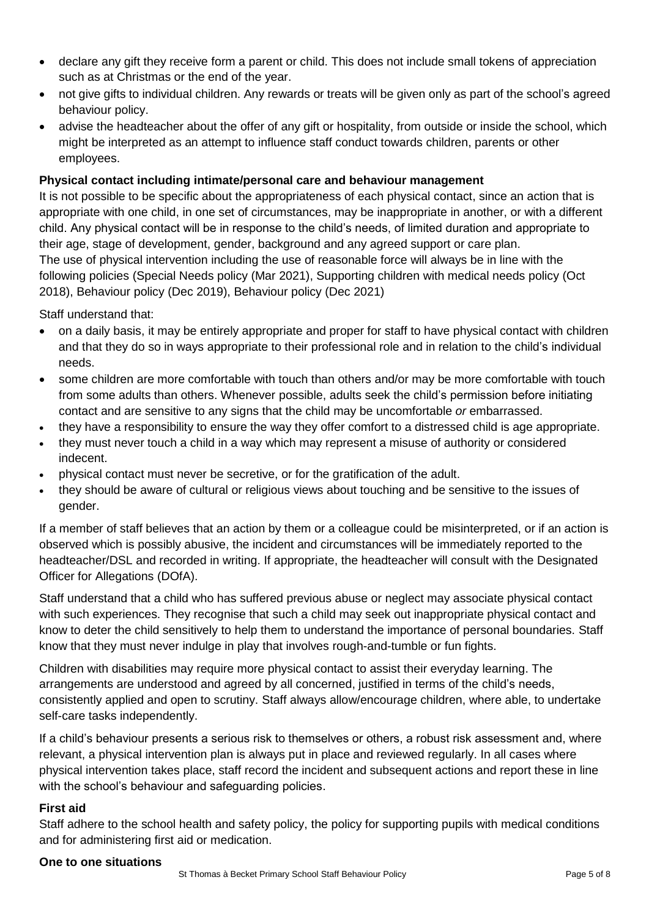- declare any gift they receive form a parent or child. This does not include small tokens of appreciation such as at Christmas or the end of the year.
- not give gifts to individual children. Any rewards or treats will be given only as part of the school's agreed behaviour policy.
- advise the headteacher about the offer of any gift or hospitality, from outside or inside the school, which might be interpreted as an attempt to influence staff conduct towards children, parents or other employees.

**Physical contact including intimate/personal care and behaviour management**

It is not possible to be specific about the appropriateness of each physical contact, since an action that is appropriate with one child, in one set of circumstances, may be inappropriate in another, or with a different child. Any physical contact will be in response to the child's needs, of limited duration and appropriate to their age, stage of development, gender, background and any agreed support or care plan.

The use of physical intervention including the use of reasonable force will always be in line with the following policies (Special Needs policy (Mar 2021), Supporting children with medical needs policy (Oct 2018), Behaviour policy (Dec 2019), Behaviour policy (Dec 2021)

Staff understand that:

- on a daily basis, it may be entirely appropriate and proper for staff to have physical contact with children and that they do so in ways appropriate to their professional role and in relation to the child's individual needs.
- some children are more comfortable with touch than others and/or may be more comfortable with touch from some adults than others. Whenever possible, adults seek the child's permission before initiating contact and are sensitive to any signs that the child may be uncomfortable *or* embarrassed.
- they have a responsibility to ensure the way they offer comfort to a distressed child is age appropriate.
- they must never touch a child in a way which may represent a misuse of authority or considered indecent.
- physical contact must never be secretive, or for the gratification of the adult.
- they should be aware of cultural or religious views about touching and be sensitive to the issues of gender.

If a member of staff believes that an action by them or a colleague could be misinterpreted, or if an action is observed which is possibly abusive, the incident and circumstances will be immediately reported to the headteacher/DSL and recorded in writing. If appropriate, the headteacher will consult with the Designated Officer for Allegations (DOfA).

Staff understand that a child who has suffered previous abuse or neglect may associate physical contact with such experiences. They recognise that such a child may seek out inappropriate physical contact and know to deter the child sensitively to help them to understand the importance of personal boundaries. Staff know that they must never indulge in play that involves rough-and-tumble or fun fights.

Children with disabilities may require more physical contact to assist their everyday learning. The arrangements are understood and agreed by all concerned, justified in terms of the child's needs, consistently applied and open to scrutiny. Staff always allow/encourage children, where able, to undertake self-care tasks independently.

If a child's behaviour presents a serious risk to themselves or others, a robust risk assessment and, where relevant, a physical intervention plan is always put in place and reviewed regularly. In all cases where physical intervention takes place, staff record the incident and subsequent actions and report these in line with the school's behaviour and safeguarding policies.

**First aid**

Staff adhere to the school health and safety policy, the policy for supporting pupils with medical conditions and for administering first aid or medication.

**One to one situations**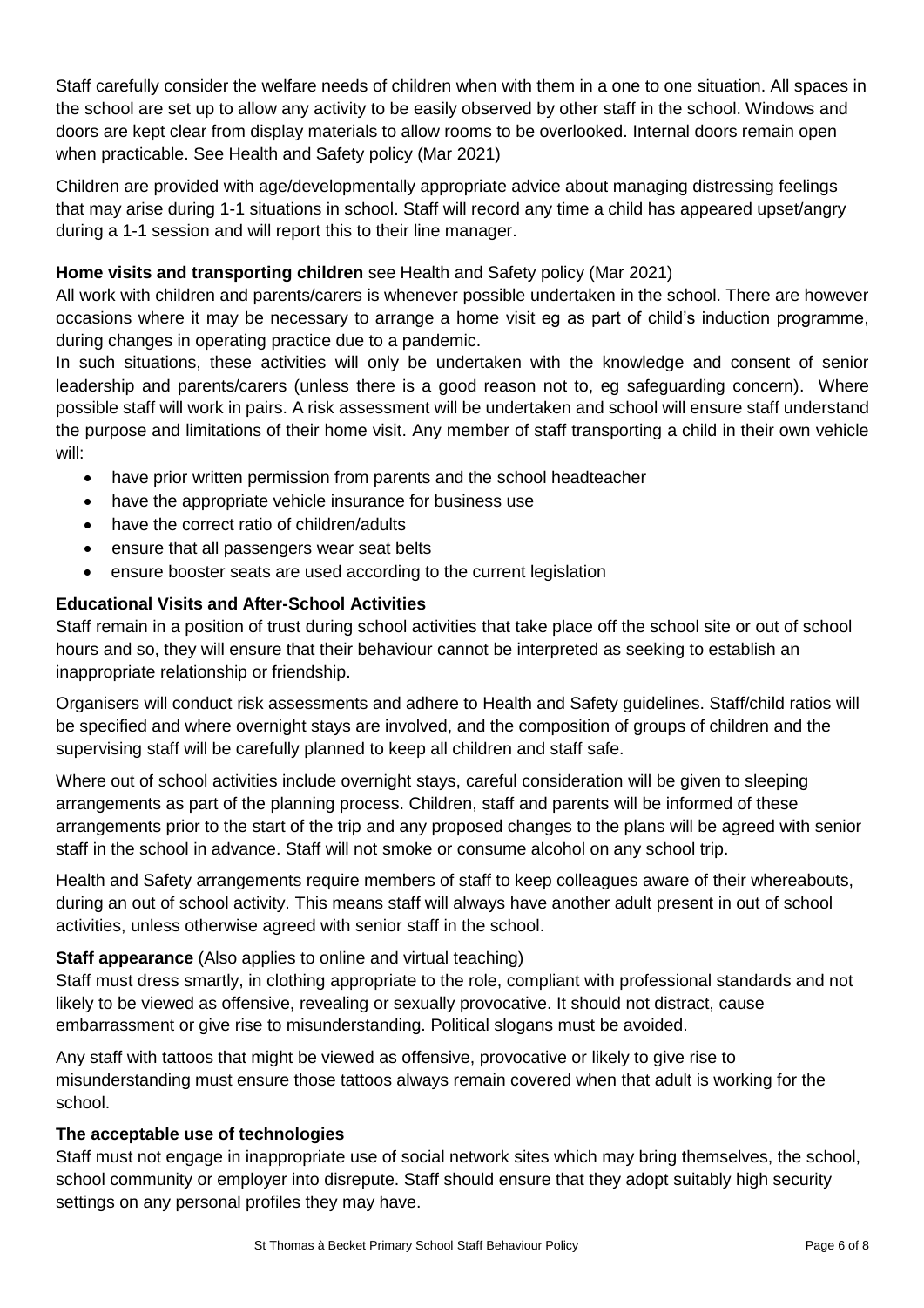Staff carefully consider the welfare needs of children when with them in a one to one situation. All spaces in the school are set up to allow any activity to be easily observed by other staff in the school. Windows and doors are kept clear from display materials to allow rooms to be overlooked. Internal doors remain open when practicable. See Health and Safety policy (Mar 2021)

Children are provided with age/developmentally appropriate advice about managing distressing feelings that may arise during 1-1 situations in school. Staff will record any time a child has appeared upset/angry during a 1-1 session and will report this to their line manager.

**Home visits and transporting children** see Health and Safety policy (Mar 2021)

All work with children and parents/carers is whenever possible undertaken in the school. There are however occasions where it may be necessary to arrange a home visit eg as part of child's induction programme, during changes in operating practice due to a pandemic.

In such situations, these activities will only be undertaken with the knowledge and consent of senior leadership and parents/carers (unless there is a good reason not to, eg safeguarding concern). Where possible staff will work in pairs. A risk assessment will be undertaken and school will ensure staff understand the purpose and limitations of their home visit. Any member of staff transporting a child in their own vehicle will:

- have prior written permission from parents and the school headteacher
- have the appropriate vehicle insurance for business use
- have the correct ratio of children/adults
- ensure that all passengers wear seat belts
- ensure booster seats are used according to the current legislation

**Educational Visits and After-School Activities**

Staff remain in a position of trust during school activities that take place off the school site or out of school hours and so, they will ensure that their behaviour cannot be interpreted as seeking to establish an inappropriate relationship or friendship.

Organisers will conduct risk assessments and adhere to Health and Safety guidelines. Staff/child ratios will be specified and where overnight stays are involved, and the composition of groups of children and the supervising staff will be carefully planned to keep all children and staff safe.

Where out of school activities include overnight stays, careful consideration will be given to sleeping arrangements as part of the planning process. Children, staff and parents will be informed of these arrangements prior to the start of the trip and any proposed changes to the plans will be agreed with senior staff in the school in advance. Staff will not smoke or consume alcohol on any school trip.

Health and Safety arrangements require members of staff to keep colleagues aware of their whereabouts, during an out of school activity. This means staff will always have another adult present in out of school activities, unless otherwise agreed with senior staff in the school.

**Staff appearance** (Also applies to online and virtual teaching)

Staff must dress smartly, in clothing appropriate to the role, compliant with professional standards and not likely to be viewed as offensive, revealing or sexually provocative. It should not distract, cause embarrassment or give rise to misunderstanding. Political slogans must be avoided.

Any staff with tattoos that might be viewed as offensive, provocative or likely to give rise to misunderstanding must ensure those tattoos always remain covered when that adult is working for the school.

**The acceptable use of technologies**

Staff must not engage in inappropriate use of social network sites which may bring themselves, the school, school community or employer into disrepute. Staff should ensure that they adopt suitably high security settings on any personal profiles they may have.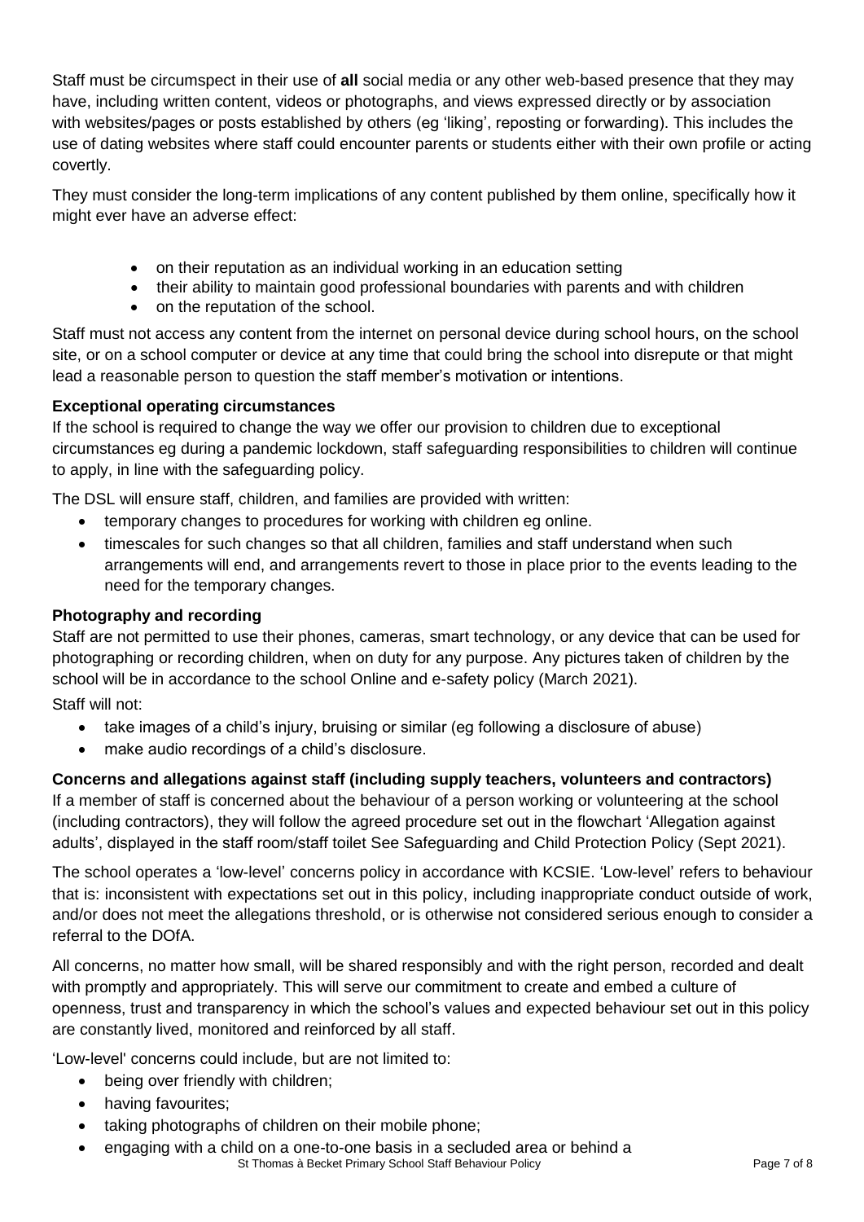Staff must be circumspect in their use of **all** social media or any other web-based presence that they may have, including written content, videos or photographs, and views expressed directly or by association with websites/pages or posts established by others (eg 'liking', reposting or forwarding). This includes the use of dating websites where staff could encounter parents or students either with their own profile or acting covertly.

They must consider the long-term implications of any content published by them online, specifically how it might ever have an adverse effect:

- on their reputation as an individual working in an education setting
- their ability to maintain good professional boundaries with parents and with children
- on the reputation of the school.

Staff must not access any content from the internet on personal device during school hours, on the school site, or on a school computer or device at any time that could bring the school into disrepute or that might lead a reasonable person to question the staff member's motivation or intentions.

**Exceptional operating circumstances**

If the school is required to change the way we offer our provision to children due to exceptional circumstances eg during a pandemic lockdown, staff safeguarding responsibilities to children will continue to apply, in line with the safeguarding policy.

The DSL will ensure staff, children, and families are provided with written:

- temporary changes to procedures for working with children eg online.
- timescales for such changes so that all children, families and staff understand when such arrangements will end, and arrangements revert to those in place prior to the events leading to the need for the temporary changes.

**Photography and recording**

Staff are not permitted to use their phones, cameras, smart technology, or any device that can be used for photographing or recording children, when on duty for any purpose. Any pictures taken of children by the school will be in accordance to the school Online and e-safety policy (March 2021).

Staff will not:

- take images of a child's injury, bruising or similar (eg following a disclosure of abuse)
- make audio recordings of a child's disclosure.

**Concerns and allegations against staff (including supply teachers, volunteers and contractors)**

If a member of staff is concerned about the behaviour of a person working or volunteering at the school (including contractors), they will follow the agreed procedure set out in the flowchart 'Allegation against adults', displayed in the staff room/staff toilet See Safeguarding and Child Protection Policy (Sept 2021).

The school operates a 'low-level' concerns policy in accordance with KCSIE. 'Low-level' refers to behaviour that is: inconsistent with expectations set out in this policy, including inappropriate conduct outside of work, and/or does not meet the allegations threshold, or is otherwise not considered serious enough to consider a referral to the DOfA.

All concerns, no matter how small, will be shared responsibly and with the right person, recorded and dealt with promptly and appropriately. This will serve our commitment to create and embed a culture of openness, trust and transparency in which the school's values and expected behaviour set out in this policy are constantly lived, monitored and reinforced by all staff.

'Low-level' concerns could include, but are not limited to:

- being over friendly with children;
- having favourites;
- taking photographs of children on their mobile phone;
- engaging with a child on a one-to-one basis in a secluded area or behind a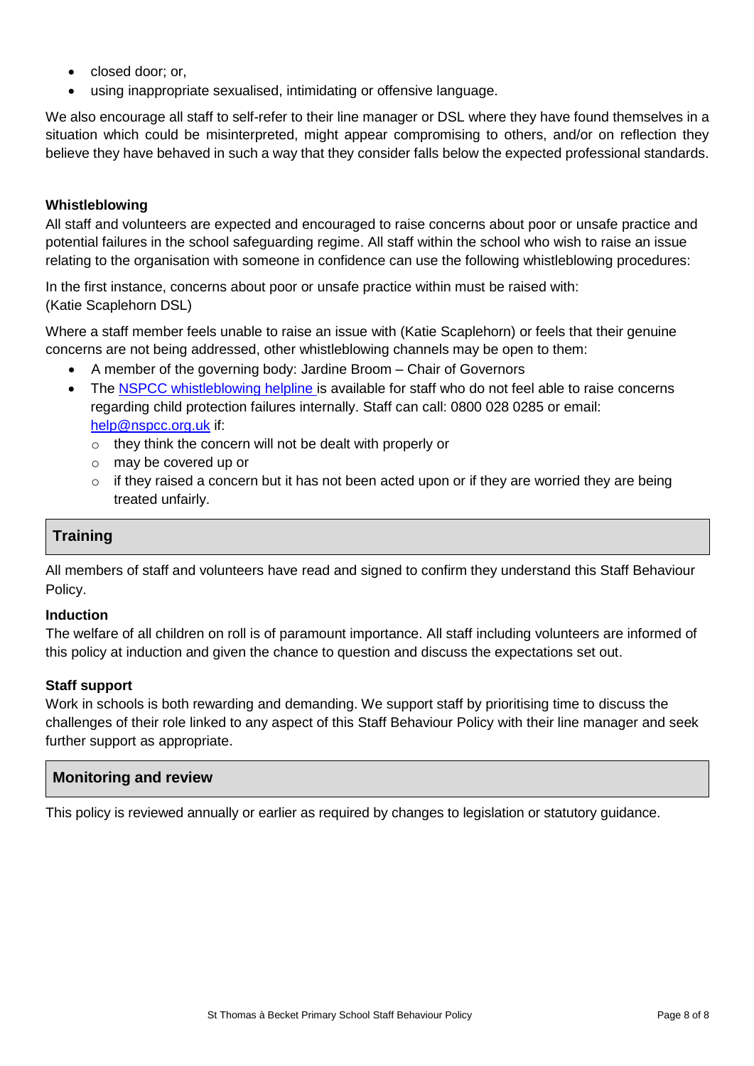- closed door; or,
- using inappropriate sexualised, intimidating or offensive language.

We also encourage all staff to self-refer to their line manager or DSL where they have found themselves in a situation which could be misinterpreted, might appear compromising to others, and/or on reflection they believe they have behaved in such a way that they consider falls below the expected professional standards.

**Whistleblowing**

All staff and volunteers are expected and encouraged to raise concerns about poor or unsafe practice and potential failures in the school safeguarding regime. All staff within the school who wish to raise an issue relating to the organisation with someone in confidence can use the following whistleblowing procedures:

In the first instance, concerns about poor or unsafe practice within must be raised with:
(Katie Scaplehorn DSL)

Where a staff member feels unable to raise an issue with (Katie Scaplehorn) or feels that their genuine concerns are not being addressed, other whistleblowing channels may be open to them:

- A member of the governing body: Jardine Broom – Chair of Governors
- The NSPCC whistleblowing helpline is available for staff who do not feel able to raise concerns regarding child protection failures internally. Staff can call: 0800 028 0285 or email: help@nspcc.org.uk if:
  - they think the concern will not be dealt with properly or
  - may be covered up or
  - if they raised a concern but it has not been acted upon or if they are worried they are being treated unfairly.

## Training

All members of staff and volunteers have read and signed to confirm they understand this Staff Behaviour Policy.

**Induction**

The welfare of all children on roll is of paramount importance. All staff including volunteers are informed of this policy at induction and given the chance to question and discuss the expectations set out.

**Staff support**

Work in schools is both rewarding and demanding. We support staff by prioritising time to discuss the challenges of their role linked to any aspect of this Staff Behaviour Policy with their line manager and seek further support as appropriate.

## Monitoring and review

This policy is reviewed annually or earlier as required by changes to legislation or statutory guidance.